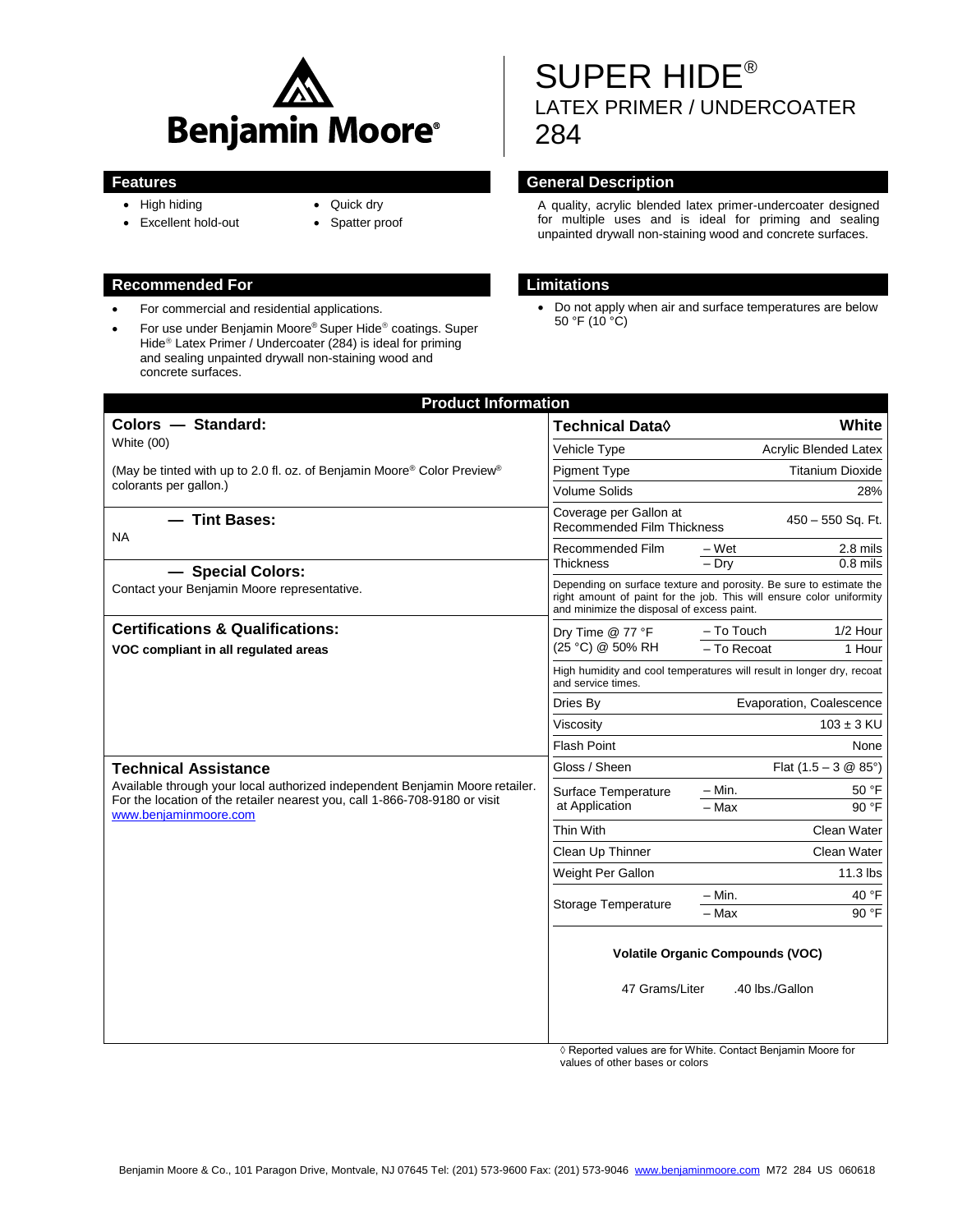Benjamin Moore®

# SUPER HIDE®
## LATEX PRIMER / UNDERCOATER
## 284

### Features

- High hiding
- Excellent hold-out
- Quick dry
- Spatter proof

### General Description

A quality, acrylic blended latex primer-undercoater designed for multiple uses and is ideal for priming and sealing unpainted drywall non-staining wood and concrete surfaces.

### Recommended For

- For commercial and residential applications.
- For use under Benjamin Moore® Super Hide® coatings. Super Hide® Latex Primer / Undercoater (284) is ideal for priming and sealing unpainted drywall non-staining wood and concrete surfaces.

### Limitations

- Do not apply when air and surface temperatures are below 50 °F (10 °C)

### Product Information

**Colors — Standard:**

White (00)

(May be tinted with up to 2.0 fl. oz. of Benjamin Moore® Color Preview® colorants per gallon.)

**— Tint Bases:**

NA

**— Special Colors:**

Contact your Benjamin Moore representative.

**Certifications & Qualifications:**

**VOC compliant in all regulated areas**

**Technical Assistance**

Available through your local authorized independent Benjamin Moore retailer. For the location of the retailer nearest you, call 1-866-708-9180 or visit www.benjaminmoore.com

| Technical Data◊ | | White |
|---|---|---|
| Vehicle Type | | Acrylic Blended Latex |
| Pigment Type | | Titanium Dioxide |
| Volume Solids | | 28% |
| Coverage per Gallon at Recommended Film Thickness | | 450 – 550 Sq. Ft. |
| Recommended Film Thickness | – Wet | 2.8 mils |
| | – Dry | 0.8 mils |
| Depending on surface texture and porosity. Be sure to estimate the right amount of paint for the job. This will ensure color uniformity and minimize the disposal of excess paint. | | |
| Dry Time @ 77 °F (25 °C) @ 50% RH | – To Touch | 1/2 Hour |
| | – To Recoat | 1 Hour |
| High humidity and cool temperatures will result in longer dry, recoat and service times. | | |
| Dries By | | Evaporation, Coalescence |
| Viscosity | | 103 ± 3 KU |
| Flash Point | | None |
| Gloss / Sheen | | Flat (1.5 – 3 @ 85°) |
| Surface Temperature at Application | – Min. | 50 °F |
| | – Max | 90 °F |
| Thin With | | Clean Water |
| Clean Up Thinner | | Clean Water |
| Weight Per Gallon | | 11.3 lbs |
| Storage Temperature | – Min. | 40 °F |
| | – Max | 90 °F |

**Volatile Organic Compounds (VOC)**

47 Grams/Liter .40 lbs./Gallon

◊ Reported values are for White. Contact Benjamin Moore for values of other bases or colors

Benjamin Moore & Co., 101 Paragon Drive, Montvale, NJ 07645 Tel: (201) 573-9600 Fax: (201) 573-9046 www.benjaminmoore.com M72 284 US 060618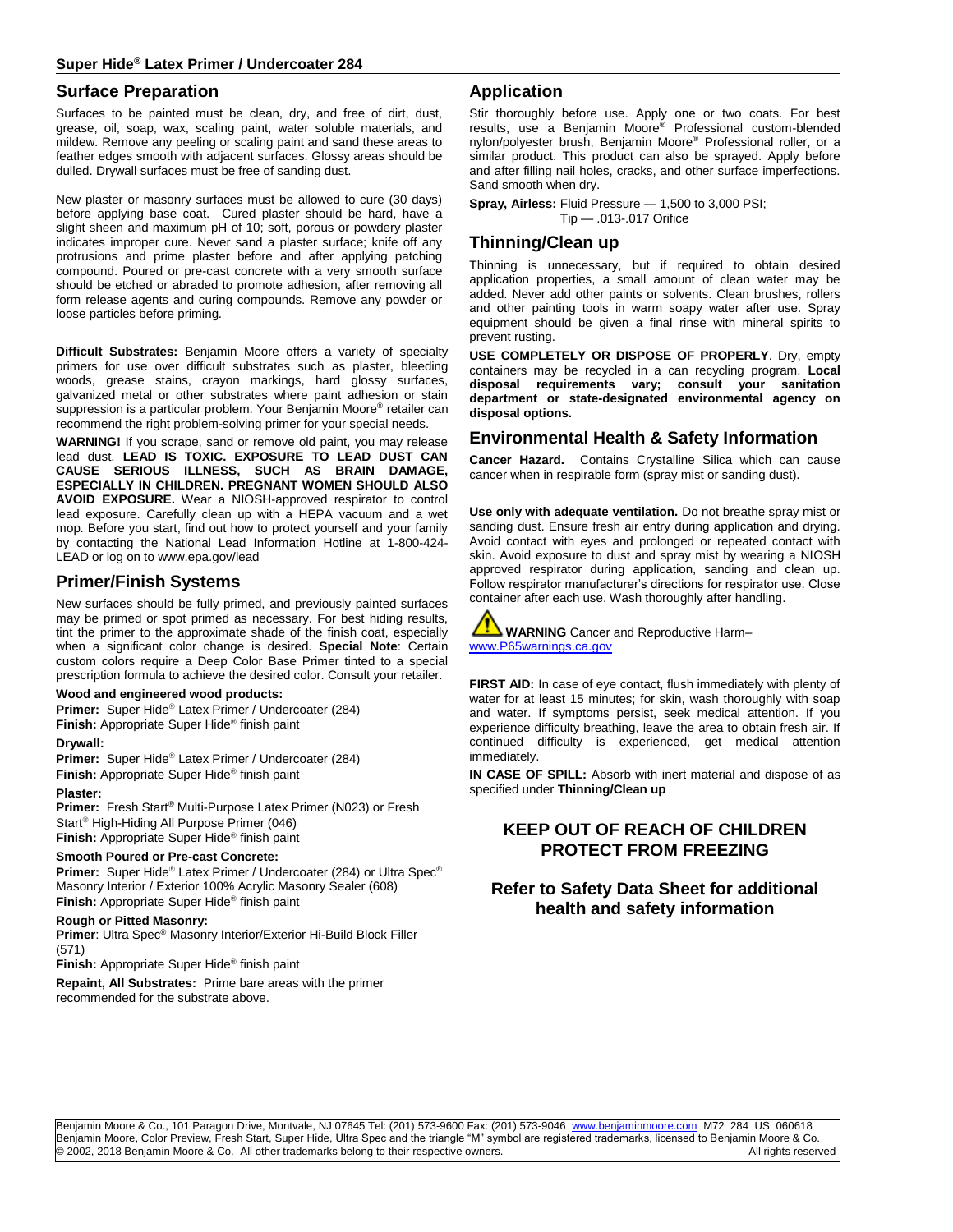## Surface Preparation

Surfaces to be painted must be clean, dry, and free of dirt, dust, grease, oil, soap, wax, scaling paint, water soluble materials, and mildew. Remove any peeling or scaling paint and sand these areas to feather edges smooth with adjacent surfaces. Glossy areas should be dulled. Drywall surfaces must be free of sanding dust.

New plaster or masonry surfaces must be allowed to cure (30 days) before applying base coat. Cured plaster should be hard, have a slight sheen and maximum pH of 10; soft, porous or powdery plaster indicates improper cure. Never sand a plaster surface; knife off any protrusions and prime plaster before and after applying patching compound. Poured or pre-cast concrete with a very smooth surface should be etched or abraded to promote adhesion, after removing all form release agents and curing compounds. Remove any powder or loose particles before priming.

**Difficult Substrates:** Benjamin Moore offers a variety of specialty primers for use over difficult substrates such as plaster, bleeding woods, grease stains, crayon markings, hard glossy surfaces, galvanized metal or other substrates where paint adhesion or stain suppression is a particular problem. Your Benjamin Moore® retailer can recommend the right problem-solving primer for your special needs.

**WARNING!** If you scrape, sand or remove old paint, you may release lead dust. **LEAD IS TOXIC. EXPOSURE TO LEAD DUST CAN CAUSE SERIOUS ILLNESS, SUCH AS BRAIN DAMAGE, ESPECIALLY IN CHILDREN. PREGNANT WOMEN SHOULD ALSO AVOID EXPOSURE.** Wear a NIOSH-approved respirator to control lead exposure. Carefully clean up with a HEPA vacuum and a wet mop. Before you start, find out how to protect yourself and your family by contacting the National Lead Information Hotline at 1-800-424-LEAD or log on to www.epa.gov/lead

## Primer/Finish Systems

New surfaces should be fully primed, and previously painted surfaces may be primed or spot primed as necessary. For best hiding results, tint the primer to the approximate shade of the finish coat, especially when a significant color change is desired. **Special Note**: Certain custom colors require a Deep Color Base Primer tinted to a special prescription formula to achieve the desired color. Consult your retailer.

**Wood and engineered wood products:**
**Primer:** Super Hide® Latex Primer / Undercoater (284)
**Finish:** Appropriate Super Hide® finish paint

**Drywall:**
**Primer:** Super Hide® Latex Primer / Undercoater (284)
**Finish:** Appropriate Super Hide® finish paint

**Plaster:**
**Primer:** Fresh Start® Multi-Purpose Latex Primer (N023) or Fresh Start® High-Hiding All Purpose Primer (046)
**Finish:** Appropriate Super Hide® finish paint

**Smooth Poured or Pre-cast Concrete:**
**Primer:** Super Hide® Latex Primer / Undercoater (284) or Ultra Spec® Masonry Interior / Exterior 100% Acrylic Masonry Sealer (608)
**Finish:** Appropriate Super Hide® finish paint

**Rough or Pitted Masonry:**
**Primer**: Ultra Spec® Masonry Interior/Exterior Hi-Build Block Filler (571)
**Finish:** Appropriate Super Hide® finish paint

**Repaint, All Substrates:** Prime bare areas with the primer recommended for the substrate above.

## Application

Stir thoroughly before use. Apply one or two coats. For best results, use a Benjamin Moore® Professional custom-blended nylon/polyester brush, Benjamin Moore® Professional roller, or a similar product. This product can also be sprayed. Apply before and after filling nail holes, cracks, and other surface imperfections. Sand smooth when dry.

**Spray, Airless:** Fluid Pressure — 1,500 to 3,000 PSI;
Tip — .013-.017 Orifice

## Thinning/Clean up

Thinning is unnecessary, but if required to obtain desired application properties, a small amount of clean water may be added. Never add other paints or solvents. Clean brushes, rollers and other painting tools in warm soapy water after use. Spray equipment should be given a final rinse with mineral spirits to prevent rusting.

**USE COMPLETELY OR DISPOSE OF PROPERLY**. Dry, empty containers may be recycled in a can recycling program. **Local disposal requirements vary; consult your sanitation department or state-designated environmental agency on disposal options.**

## Environmental Health & Safety Information

**Cancer Hazard.** Contains Crystalline Silica which can cause cancer when in respirable form (spray mist or sanding dust).

**Use only with adequate ventilation.** Do not breathe spray mist or sanding dust. Ensure fresh air entry during application and drying. Avoid contact with eyes and prolonged or repeated contact with skin. Avoid exposure to dust and spray mist by wearing a NIOSH approved respirator during application, sanding and clean up. Follow respirator manufacturer's directions for respirator use. Close container after each use. Wash thoroughly after handling.

**WARNING** Cancer and Reproductive Harm– www.P65warnings.ca.gov

**FIRST AID:** In case of eye contact, flush immediately with plenty of water for at least 15 minutes; for skin, wash thoroughly with soap and water. If symptoms persist, seek medical attention. If you experience difficulty breathing, leave the area to obtain fresh air. If continued difficulty is experienced, get medical attention immediately.

**IN CASE OF SPILL:** Absorb with inert material and dispose of as specified under **Thinning/Clean up**

### KEEP OUT OF REACH OF CHILDREN
### PROTECT FROM FREEZING

### Refer to Safety Data Sheet for additional health and safety information

Benjamin Moore & Co., 101 Paragon Drive, Montvale, NJ 07645 Tel: (201) 573-9600 Fax: (201) 573-9046 www.benjaminmoore.com M72 284 US 060618
Benjamin Moore, Color Preview, Fresh Start, Super Hide, Ultra Spec and the triangle "M" symbol are registered trademarks, licensed to Benjamin Moore & Co.
© 2002, 2018 Benjamin Moore & Co. All other trademarks belong to their respective owners. All rights reserved